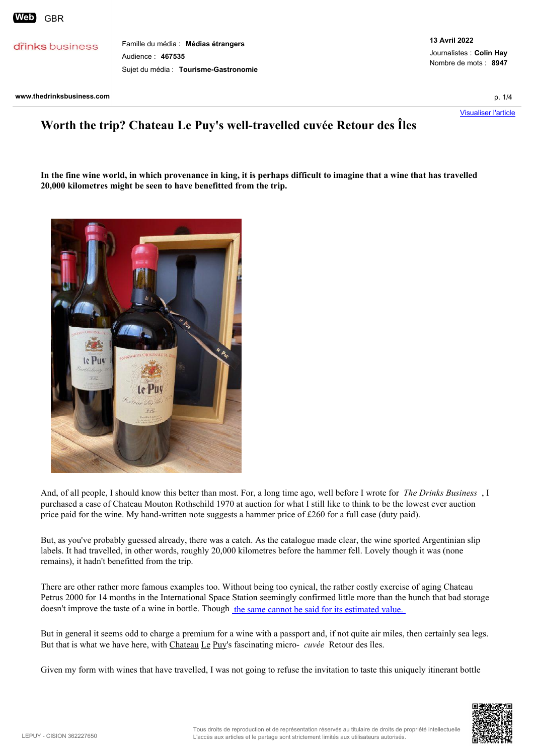# Worth the trip? Chateau Le Puy's well-travelled cuvée Retour des Îles

**In the fine wine world, in which provenance in king, it is perhaps difficult to imagine that a wine that has travelled 20,000 kilometres might be seen to have benefitted from the trip.**

And, of all people, I should know this better than most. For, a long time ago, well before I wrote for *The Drinks Business*, I purchased a case of Chateau Mouton Rothschild 1970 at auction for what I still like to think to be the lowest ever auction price paid for the wine. My hand-written note suggests a hammer price of £260 for a full case (duty paid).

But, as you've probably guessed already, there was a catch. As the catalogue made clear, the wine sported Argentinian slip labels. It had travelled, in other words, roughly 20,000 kilometres before the hammer fell. Lovely though it was (none remains), it hadn't benefitted from the trip.

There are other rather more famous examples too. Without being too cynical, the rather costly exercise of aging Chateau Petrus 2000 for 14 months in the International Space Station seemingly confirmed little more than the hunch that bad storage doesn't improve the taste of a wine in bottle. Though the same cannot be said for its estimated value.

But in general it seems odd to charge a premium for a wine with a passport and, if not quite air miles, then certainly sea legs. But that is what we have here, with Chateau Le Puy's fascinating micro- *cuvée* Retour des îles.

Given my form with wines that have travelled, I was not going to refuse the invitation to taste this uniquely itinerant bottle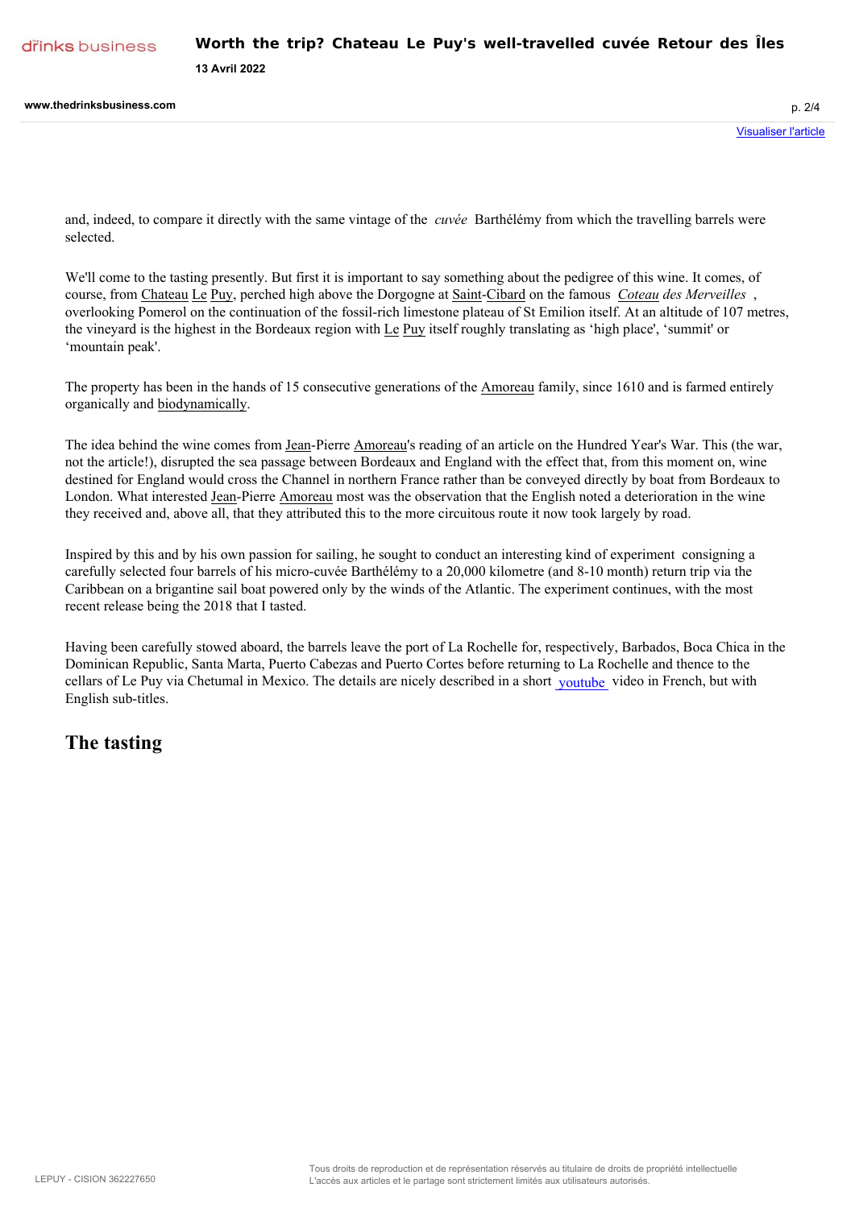and, indeed, to compare it directly with the same vintage of the *cuvée* Barthélémy from which the travelling barrels were selected.

We'll come to the tasting presently. But first it is important to say something about the pedigree of this wine. It comes, of course, from Chateau Le Puy, perched high above the Dorgogne at Saint-Cibard on the famous *Coteau des Merveilles* , overlooking Pomerol on the continuation of the fossil-rich limestone plateau of St Emilion itself. At an altitude of 107 metres, the vineyard is the highest in the Bordeaux region with Le Puy itself roughly translating as 'high place', 'summit' or 'mountain peak'.

The property has been in the hands of 15 consecutive generations of the Amoreau family, since 1610 and is farmed entirely organically and biodynamically.

The idea behind the wine comes from Jean-Pierre Amoreau's reading of an article on the Hundred Year's War. This (the war, not the article!), disrupted the sea passage between Bordeaux and England with the effect that, from this moment on, wine destined for England would cross the Channel in northern France rather than be conveyed directly by boat from Bordeaux to London. What interested Jean-Pierre Amoreau most was the observation that the English noted a deterioration in the wine they received and, above all, that they attributed this to the more circuitous route it now took largely by road.

Inspired by this and by his own passion for sailing, he sought to conduct an interesting kind of experiment consigning a carefully selected four barrels of his micro-cuvée Barthélémy to a 20,000 kilometre (and 8-10 month) return trip via the Caribbean on a brigantine sail boat powered only by the winds of the Atlantic. The experiment continues, with the most recent release being the 2018 that I tasted.

Having been carefully stowed aboard, the barrels leave the port of La Rochelle for, respectively, Barbados, Boca Chica in the Dominican Republic, Santa Marta, Puerto Cabezas and Puerto Cortes before returning to La Rochelle and thence to the cellars of Le Puy via Chetumal in Mexico. The details are nicely described in a short youtube video in French, but with English sub-titles.

## The tasting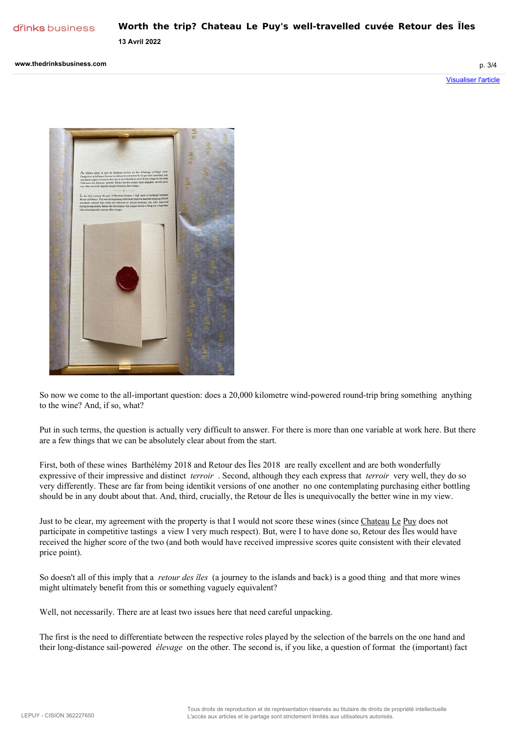So now we come to the all-important question: does a 20,000 kilometre wind-powered round-trip bring something anything to the wine? And, if so, what?

Put in such terms, the question is actually very difficult to answer. For there is more than one variable at work here. But there are a few things that we can be absolutely clear about from the start.

First, both of these wines Barthélémy 2018 and Retour des Îles 2018 are really excellent and are both wonderfully expressive of their impressive and distinct *terroir* . Second, although they each express that *terroir* very well, they do so very differently. These are far from being identikit versions of one another no one contemplating purchasing either bottling should be in any doubt about that. And, third, crucially, the Retour de Îles is unequivocally the better wine in my view.

Just to be clear, my agreement with the property is that I would not score these wines (since Chateau Le Puy does not participate in competitive tastings a view I very much respect). But, were I to have done so, Retour des Îles would have received the higher score of the two (and both would have received impressive scores quite consistent with their elevated price point).

So doesn't all of this imply that a *retour des îles* (a journey to the islands and back) is a good thing and that more wines might ultimately benefit from this or something vaguely equivalent?

Well, not necessarily. There are at least two issues here that need careful unpacking.

The first is the need to differentiate between the respective roles played by the selection of the barrels on the one hand and their long-distance sail-powered *élevage* on the other. The second is, if you like, a question of format the (important) fact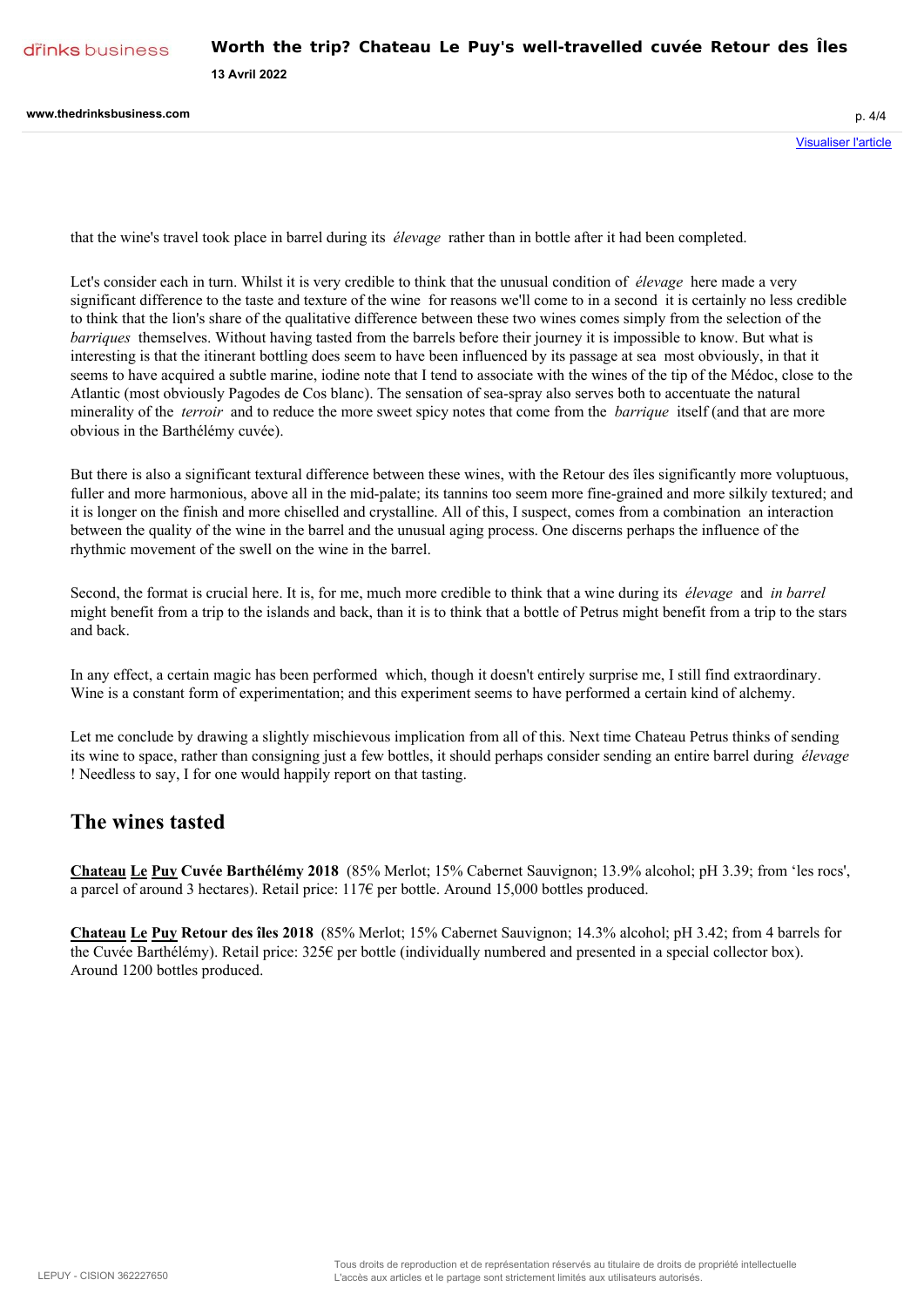that the wine's travel took place in barrel during its *élevage* rather than in bottle after it had been completed.

Let's consider each in turn. Whilst it is very credible to think that the unusual condition of *élevage* here made a very significant difference to the taste and texture of the wine for reasons we'll come to in a second it is certainly no less credible to think that the lion's share of the qualitative difference between these two wines comes simply from the selection of the *barriques* themselves. Without having tasted from the barrels before their journey it is impossible to know. But what is interesting is that the itinerant bottling does seem to have been influenced by its passage at sea most obviously, in that it seems to have acquired a subtle marine, iodine note that I tend to associate with the wines of the tip of the Médoc, close to the Atlantic (most obviously Pagodes de Cos blanc). The sensation of sea-spray also serves both to accentuate the natural minerality of the *terroir* and to reduce the more sweet spicy notes that come from the *barrique* itself (and that are more obvious in the Barthélémy cuvée).

But there is also a significant textural difference between these wines, with the Retour des îles significantly more voluptuous, fuller and more harmonious, above all in the mid-palate; its tannins too seem more fine-grained and more silkily textured; and it is longer on the finish and more chiselled and crystalline. All of this, I suspect, comes from a combination an interaction between the quality of the wine in the barrel and the unusual aging process. One discerns perhaps the influence of the rhythmic movement of the swell on the wine in the barrel.

Second, the format is crucial here. It is, for me, much more credible to think that a wine during its *élevage* and *in barrel* might benefit from a trip to the islands and back, than it is to think that a bottle of Petrus might benefit from a trip to the stars and back.

In any effect, a certain magic has been performed which, though it doesn't entirely surprise me, I still find extraordinary. Wine is a constant form of experimentation; and this experiment seems to have performed a certain kind of alchemy.

Let me conclude by drawing a slightly mischievous implication from all of this. Next time Chateau Petrus thinks of sending its wine to space, rather than consigning just a few bottles, it should perhaps consider sending an entire barrel during *élevage* ! Needless to say, I for one would happily report on that tasting.

## The wines tasted

**Chateau Le Puy Cuvée Barthélémy 2018** (85% Merlot; 15% Cabernet Sauvignon; 13.9% alcohol; pH 3.39; from 'les rocs', a parcel of around 3 hectares). Retail price: 117€ per bottle. Around 15,000 bottles produced.

**Chateau Le Puy Retour des îles 2018** (85% Merlot; 15% Cabernet Sauvignon; 14.3% alcohol; pH 3.42; from 4 barrels for the Cuvée Barthélémy). Retail price: 325€ per bottle (individually numbered and presented in a special collector box). Around 1200 bottles produced.